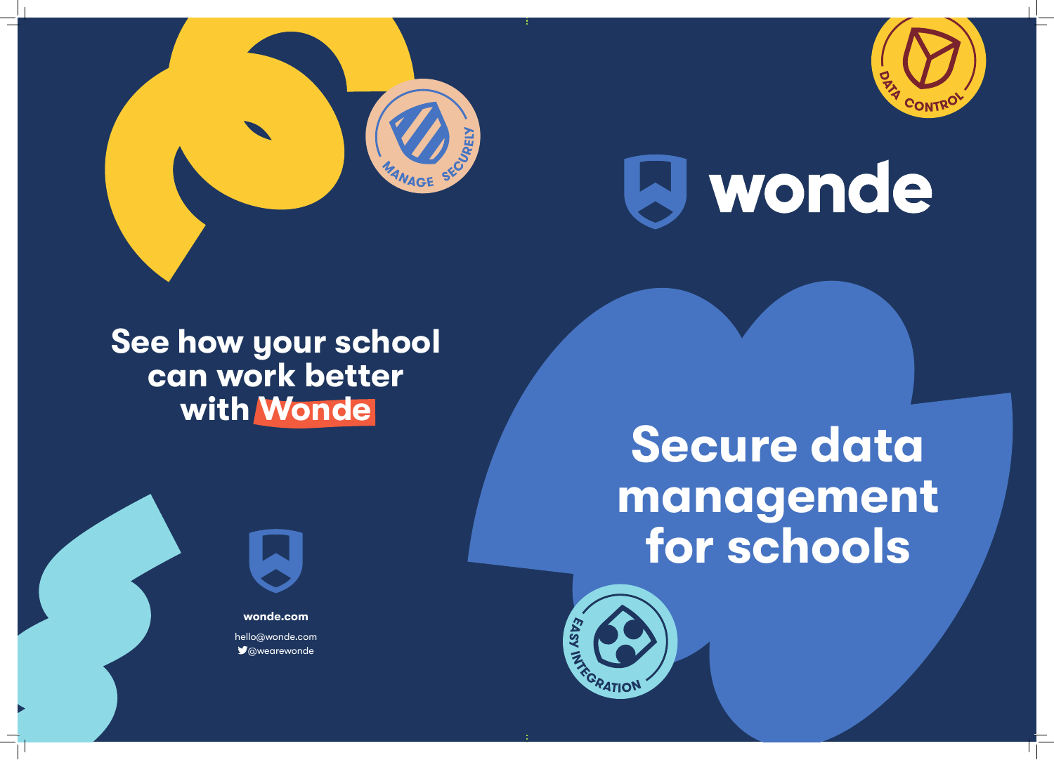# See how your school can work better with Wonde

**wonde.com**

hello@wonde.com

@wearewonde

wonde

# Secure data management for schools

MANAGE SECURELY

DATA CONTROL

EASY INTEGRATION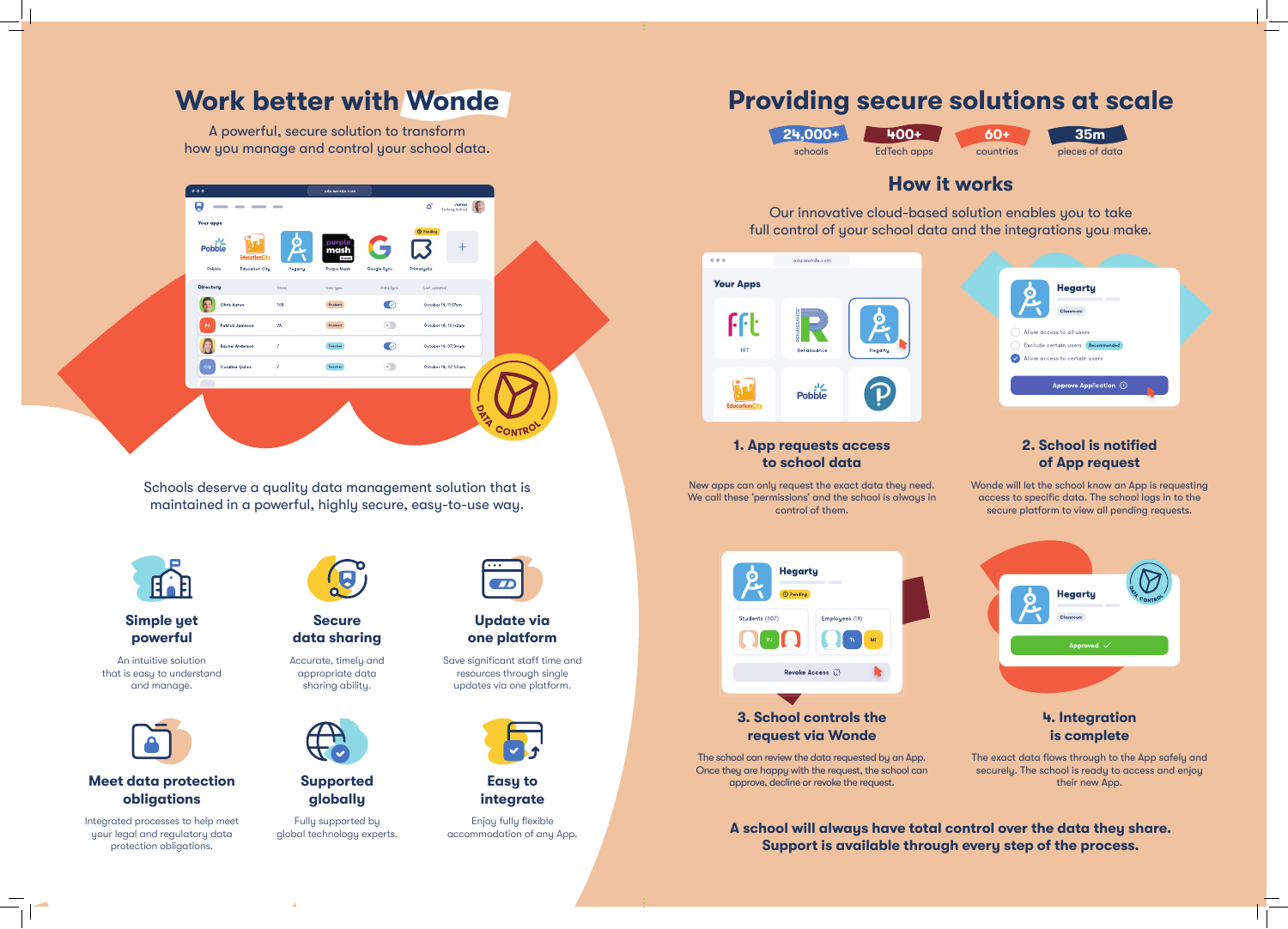# Work better with Wonde

A powerful, secure solution to transform how you manage and control your school data.

Schools deserve a quality data management solution that is maintained in a powerful, highly secure, easy-to-use way.

### Simple yet powerful

An intuitive solution that is easy to understand and manage.

### Secure data sharing

Accurate, timely and appropriate data sharing ability.

### Update via one platform

Save significant staff time and resources through single updates via one platform.

### Meet data protection obligations

Integrated processes to help meet your legal and regulatory data protection obligations.

### Supported globally

Fully supported by global technology experts.

### Easy to integrate

Enjoy fully flexible accommodation of any App.

# Providing secure solutions at scale

**24,000+** schools

**400+** EdTech apps

**60+** countries

**35m** pieces of data

## How it works

Our innovative cloud-based solution enables you to take full control of your school data and the integrations you make.

### 1. App requests access to school data

New apps can only request the exact data they need. We call these 'permissions' and the school is always in control of them.

### 2. School is notified of App request

Wonde will let the school know an App is requesting access to specific data. The school logs in to the secure platform to view all pending requests.

### 3. School controls the request via Wonde

The school can review the data requested by an App. Once they are happy with the request, the school can approve, decline or revoke the request.

### 4. Integration is complete

The exact data flows through to the App safely and securely. The school is ready to access and enjoy their new App.

**A school will always have total control over the data they share. Support is available through every step of the process.**